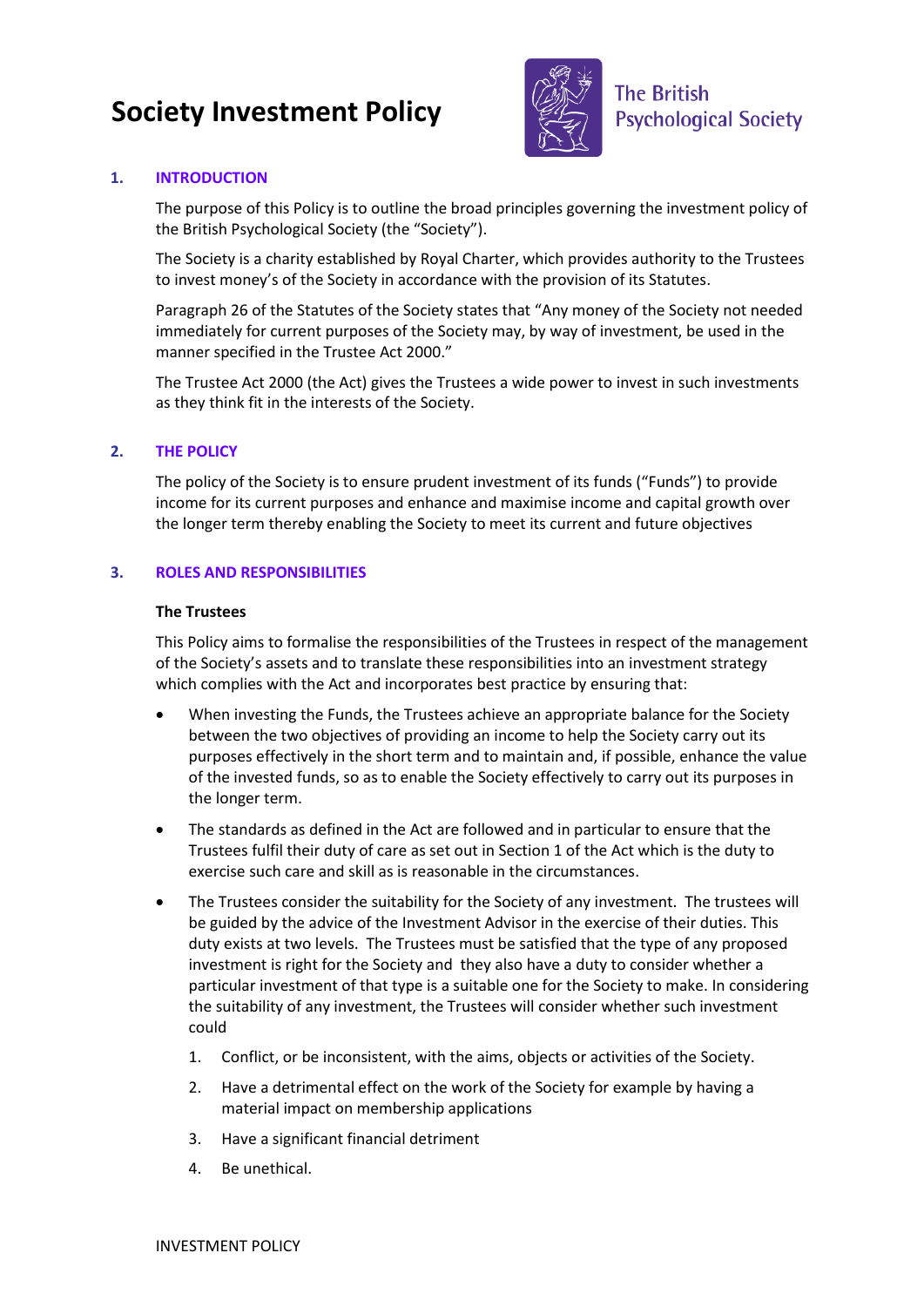# Society Investment Policy

The British Psychological Society

## 1. INTRODUCTION

The purpose of this Policy is to outline the broad principles governing the investment policy of the British Psychological Society (the "Society").

The Society is a charity established by Royal Charter, which provides authority to the Trustees to invest money's of the Society in accordance with the provision of its Statutes.

Paragraph 26 of the Statutes of the Society states that "Any money of the Society not needed immediately for current purposes of the Society may, by way of investment, be used in the manner specified in the Trustee Act 2000."

The Trustee Act 2000 (the Act) gives the Trustees a wide power to invest in such investments as they think fit in the interests of the Society.

## 2. THE POLICY

The policy of the Society is to ensure prudent investment of its funds ("Funds") to provide income for its current purposes and enhance and maximise income and capital growth over the longer term thereby enabling the Society to meet its current and future objectives

## 3. ROLES AND RESPONSIBILITIES

**The Trustees**

This Policy aims to formalise the responsibilities of the Trustees in respect of the management of the Society's assets and to translate these responsibilities into an investment strategy which complies with the Act and incorporates best practice by ensuring that:

- When investing the Funds, the Trustees achieve an appropriate balance for the Society between the two objectives of providing an income to help the Society carry out its purposes effectively in the short term and to maintain and, if possible, enhance the value of the invested funds, so as to enable the Society effectively to carry out its purposes in the longer term.
- The standards as defined in the Act are followed and in particular to ensure that the Trustees fulfil their duty of care as set out in Section 1 of the Act which is the duty to exercise such care and skill as is reasonable in the circumstances.
- The Trustees consider the suitability for the Society of any investment. The trustees will be guided by the advice of the Investment Advisor in the exercise of their duties. This duty exists at two levels. The Trustees must be satisfied that the type of any proposed investment is right for the Society and they also have a duty to consider whether a particular investment of that type is a suitable one for the Society to make. In considering the suitability of any investment, the Trustees will consider whether such investment could

  1. Conflict, or be inconsistent, with the aims, objects or activities of the Society.
  2. Have a detrimental effect on the work of the Society for example by having a material impact on membership applications
  3. Have a significant financial detriment
  4. Be unethical.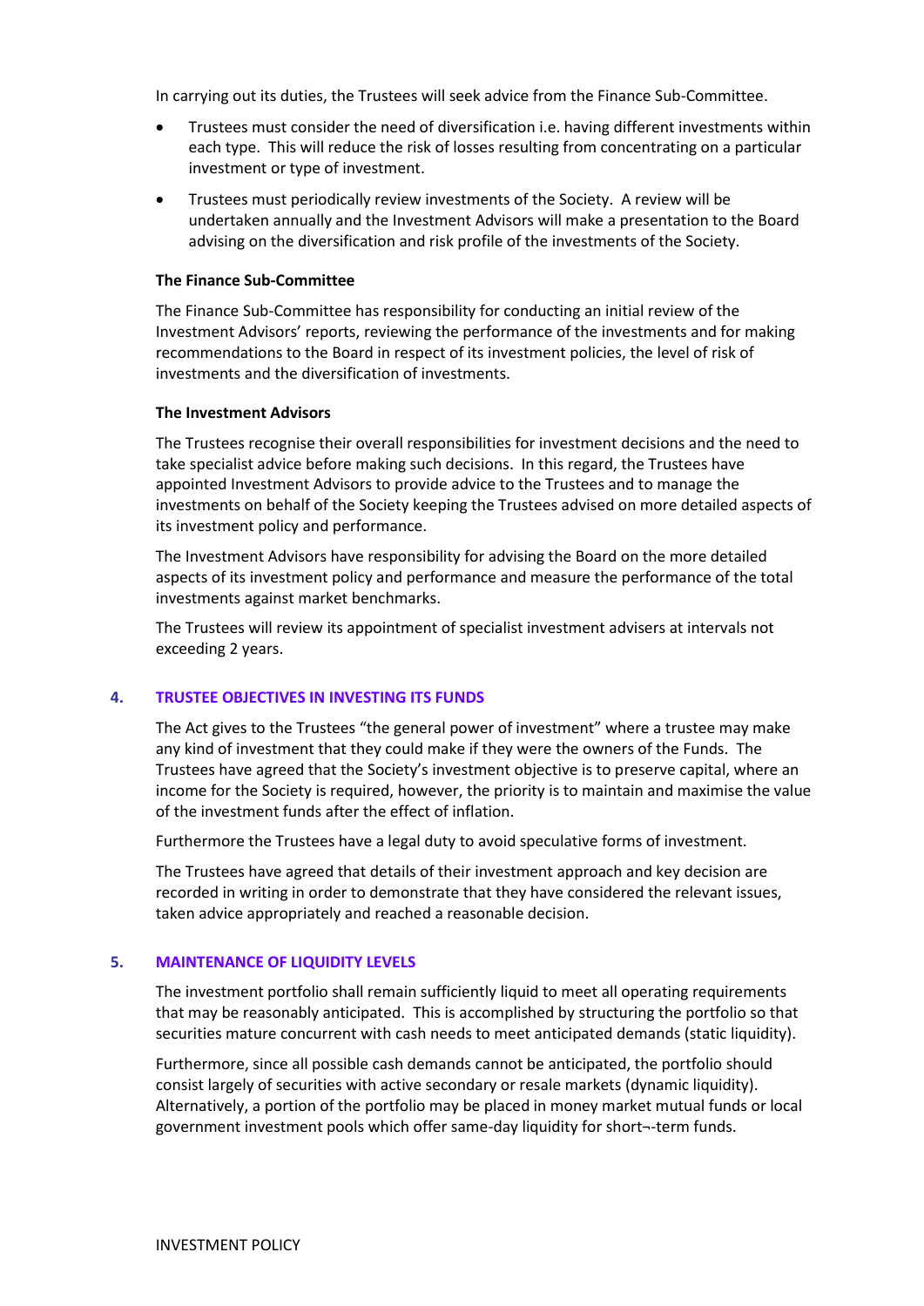In carrying out its duties, the Trustees will seek advice from the Finance Sub-Committee.

- Trustees must consider the need of diversification i.e. having different investments within each type. This will reduce the risk of losses resulting from concentrating on a particular investment or type of investment.
- Trustees must periodically review investments of the Society. A review will be undertaken annually and the Investment Advisors will make a presentation to the Board advising on the diversification and risk profile of the investments of the Society.

**The Finance Sub-Committee**

The Finance Sub-Committee has responsibility for conducting an initial review of the Investment Advisors' reports, reviewing the performance of the investments and for making recommendations to the Board in respect of its investment policies, the level of risk of investments and the diversification of investments.

**The Investment Advisors**

The Trustees recognise their overall responsibilities for investment decisions and the need to take specialist advice before making such decisions. In this regard, the Trustees have appointed Investment Advisors to provide advice to the Trustees and to manage the investments on behalf of the Society keeping the Trustees advised on more detailed aspects of its investment policy and performance.

The Investment Advisors have responsibility for advising the Board on the more detailed aspects of its investment policy and performance and measure the performance of the total investments against market benchmarks.

The Trustees will review its appointment of specialist investment advisers at intervals not exceeding 2 years.

## 4. TRUSTEE OBJECTIVES IN INVESTING ITS FUNDS

The Act gives to the Trustees "the general power of investment" where a trustee may make any kind of investment that they could make if they were the owners of the Funds. The Trustees have agreed that the Society's investment objective is to preserve capital, where an income for the Society is required, however, the priority is to maintain and maximise the value of the investment funds after the effect of inflation.

Furthermore the Trustees have a legal duty to avoid speculative forms of investment.

The Trustees have agreed that details of their investment approach and key decision are recorded in writing in order to demonstrate that they have considered the relevant issues, taken advice appropriately and reached a reasonable decision.

## 5. MAINTENANCE OF LIQUIDITY LEVELS

The investment portfolio shall remain sufficiently liquid to meet all operating requirements that may be reasonably anticipated. This is accomplished by structuring the portfolio so that securities mature concurrent with cash needs to meet anticipated demands (static liquidity).

Furthermore, since all possible cash demands cannot be anticipated, the portfolio should consist largely of securities with active secondary or resale markets (dynamic liquidity). Alternatively, a portion of the portfolio may be placed in money market mutual funds or local government investment pools which offer same-day liquidity for short¬-term funds.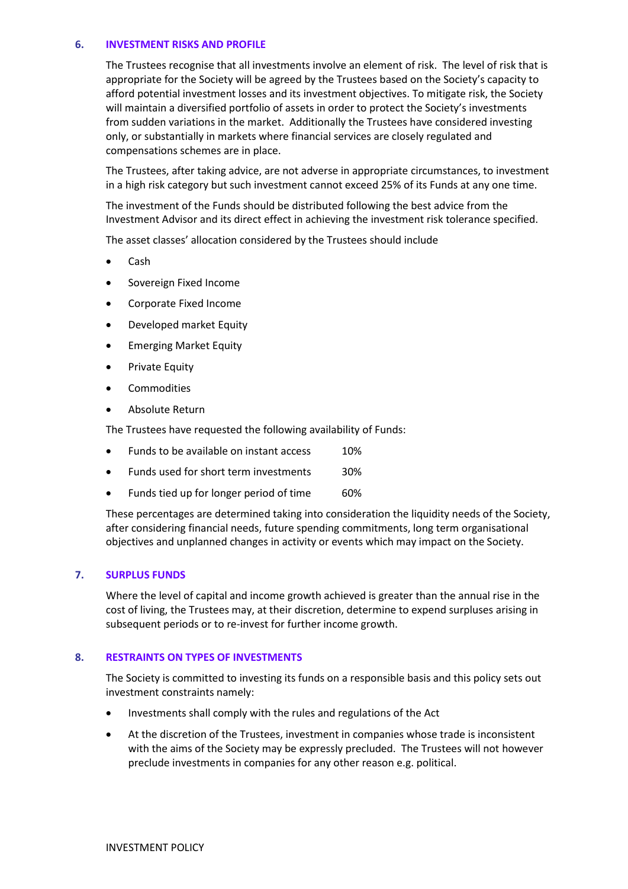## 6. INVESTMENT RISKS AND PROFILE

The Trustees recognise that all investments involve an element of risk. The level of risk that is appropriate for the Society will be agreed by the Trustees based on the Society's capacity to afford potential investment losses and its investment objectives. To mitigate risk, the Society will maintain a diversified portfolio of assets in order to protect the Society's investments from sudden variations in the market. Additionally the Trustees have considered investing only, or substantially in markets where financial services are closely regulated and compensations schemes are in place.

The Trustees, after taking advice, are not adverse in appropriate circumstances, to investment in a high risk category but such investment cannot exceed 25% of its Funds at any one time.

The investment of the Funds should be distributed following the best advice from the Investment Advisor and its direct effect in achieving the investment risk tolerance specified.

The asset classes' allocation considered by the Trustees should include

- Cash
- Sovereign Fixed Income
- Corporate Fixed Income
- Developed market Equity
- Emerging Market Equity
- Private Equity
- Commodities
- Absolute Return

The Trustees have requested the following availability of Funds:

- Funds to be available on instant access 10%
- Funds used for short term investments 30%
- Funds tied up for longer period of time 60%

These percentages are determined taking into consideration the liquidity needs of the Society, after considering financial needs, future spending commitments, long term organisational objectives and unplanned changes in activity or events which may impact on the Society.

## 7. SURPLUS FUNDS

Where the level of capital and income growth achieved is greater than the annual rise in the cost of living, the Trustees may, at their discretion, determine to expend surpluses arising in subsequent periods or to re-invest for further income growth.

## 8. RESTRAINTS ON TYPES OF INVESTMENTS

The Society is committed to investing its funds on a responsible basis and this policy sets out investment constraints namely:

- Investments shall comply with the rules and regulations of the Act
- At the discretion of the Trustees, investment in companies whose trade is inconsistent with the aims of the Society may be expressly precluded. The Trustees will not however preclude investments in companies for any other reason e.g. political.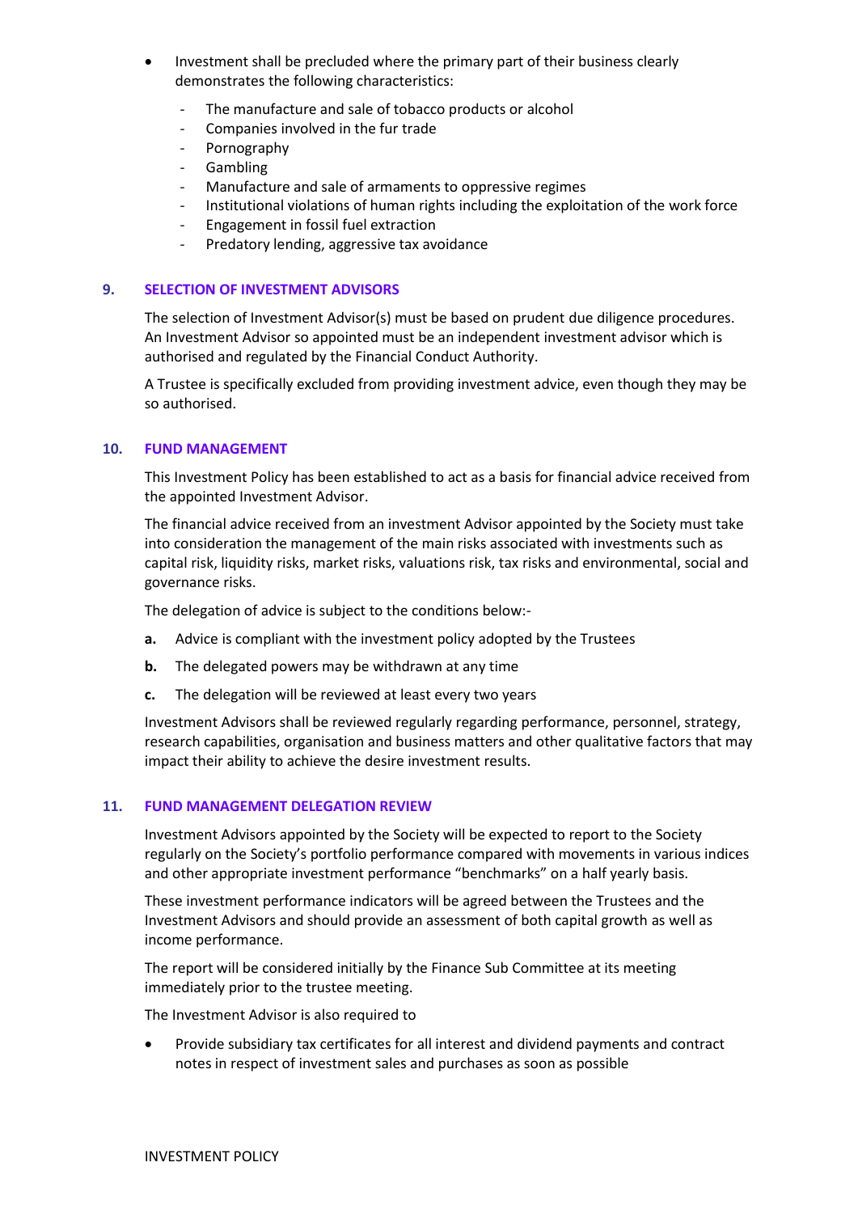- Investment shall be precluded where the primary part of their business clearly demonstrates the following characteristics:
  - The manufacture and sale of tobacco products or alcohol
  - Companies involved in the fur trade
  - Pornography
  - Gambling
  - Manufacture and sale of armaments to oppressive regimes
  - Institutional violations of human rights including the exploitation of the work force
  - Engagement in fossil fuel extraction
  - Predatory lending, aggressive tax avoidance

## 9. SELECTION OF INVESTMENT ADVISORS

The selection of Investment Advisor(s) must be based on prudent due diligence procedures. An Investment Advisor so appointed must be an independent investment advisor which is authorised and regulated by the Financial Conduct Authority.

A Trustee is specifically excluded from providing investment advice, even though they may be so authorised.

## 10. FUND MANAGEMENT

This Investment Policy has been established to act as a basis for financial advice received from the appointed Investment Advisor.

The financial advice received from an investment Advisor appointed by the Society must take into consideration the management of the main risks associated with investments such as capital risk, liquidity risks, market risks, valuations risk, tax risks and environmental, social and governance risks.

The delegation of advice is subject to the conditions below:-

**a.** Advice is compliant with the investment policy adopted by the Trustees

**b.** The delegated powers may be withdrawn at any time

**c.** The delegation will be reviewed at least every two years

Investment Advisors shall be reviewed regularly regarding performance, personnel, strategy, research capabilities, organisation and business matters and other qualitative factors that may impact their ability to achieve the desire investment results.

## 11. FUND MANAGEMENT DELEGATION REVIEW

Investment Advisors appointed by the Society will be expected to report to the Society regularly on the Society's portfolio performance compared with movements in various indices and other appropriate investment performance "benchmarks" on a half yearly basis.

These investment performance indicators will be agreed between the Trustees and the Investment Advisors and should provide an assessment of both capital growth as well as income performance.

The report will be considered initially by the Finance Sub Committee at its meeting immediately prior to the trustee meeting.

The Investment Advisor is also required to

- Provide subsidiary tax certificates for all interest and dividend payments and contract notes in respect of investment sales and purchases as soon as possible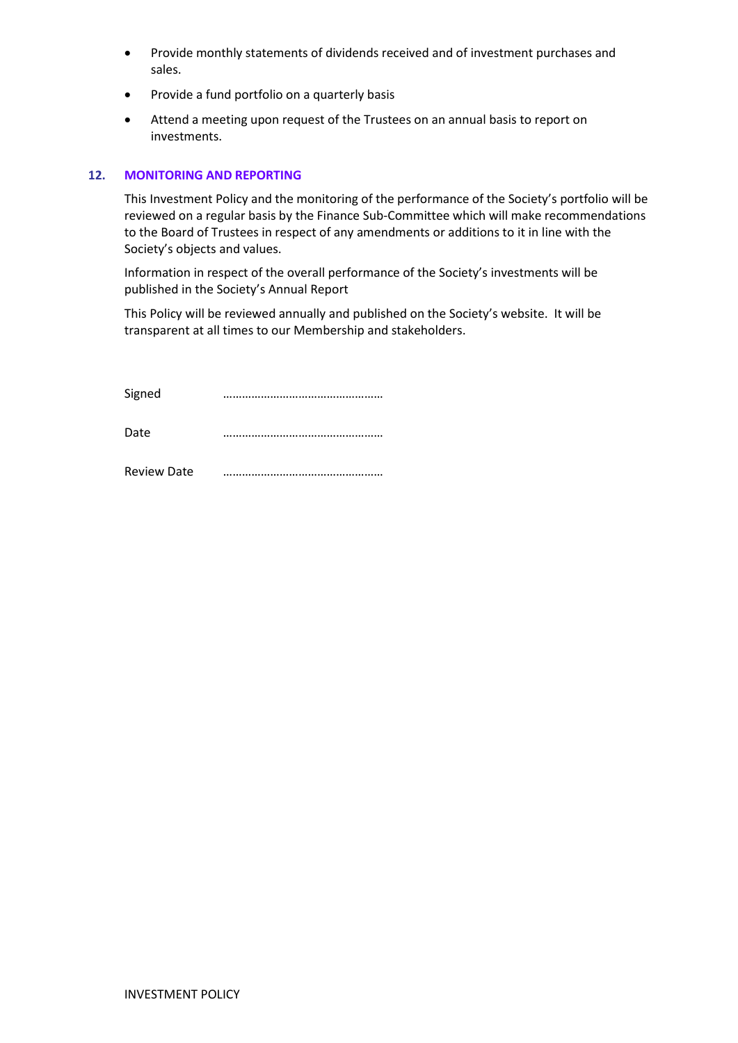- Provide monthly statements of dividends received and of investment purchases and sales.
- Provide a fund portfolio on a quarterly basis
- Attend a meeting upon request of the Trustees on an annual basis to report on investments.

## 12. MONITORING AND REPORTING

This Investment Policy and the monitoring of the performance of the Society's portfolio will be reviewed on a regular basis by the Finance Sub-Committee which will make recommendations to the Board of Trustees in respect of any amendments or additions to it in line with the Society's objects and values.

Information in respect of the overall performance of the Society's investments will be published in the Society's Annual Report

This Policy will be reviewed annually and published on the Society's website. It will be transparent at all times to our Membership and stakeholders.

Signed ……………………………………………

Date ……………………………………………

Review Date ……………………………………………